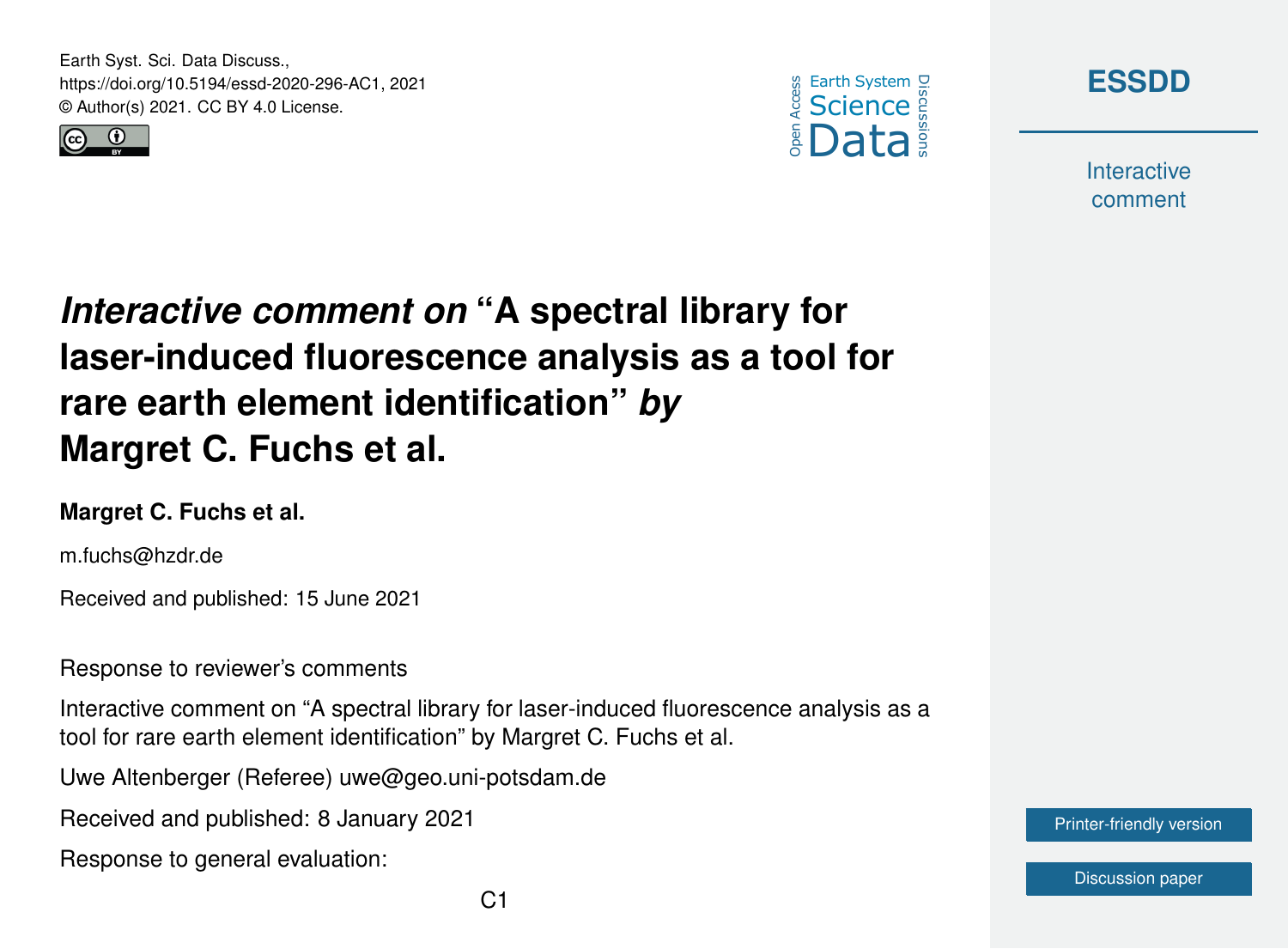Earth Syst. Sci. Data Discuss.,
https://doi.org/10.5194/essd-2020-296-AC1, 2021
© Author(s) 2021. CC BY 4.0 License.

# *Interactive comment on* "A spectral library for laser-induced fluorescence analysis as a tool for rare earth element identification" *by* Margret C. Fuchs et al.

**Margret C. Fuchs et al.**

m.fuchs@hzdr.de

Received and published: 15 June 2021

Response to reviewer's comments

Interactive comment on "A spectral library for laser-induced fluorescence analysis as a tool for rare earth element identification" by Margret C. Fuchs et al.

Uwe Altenberger (Referee) uwe@geo.uni-potsdam.de

Received and published: 8 January 2021

Response to general evaluation: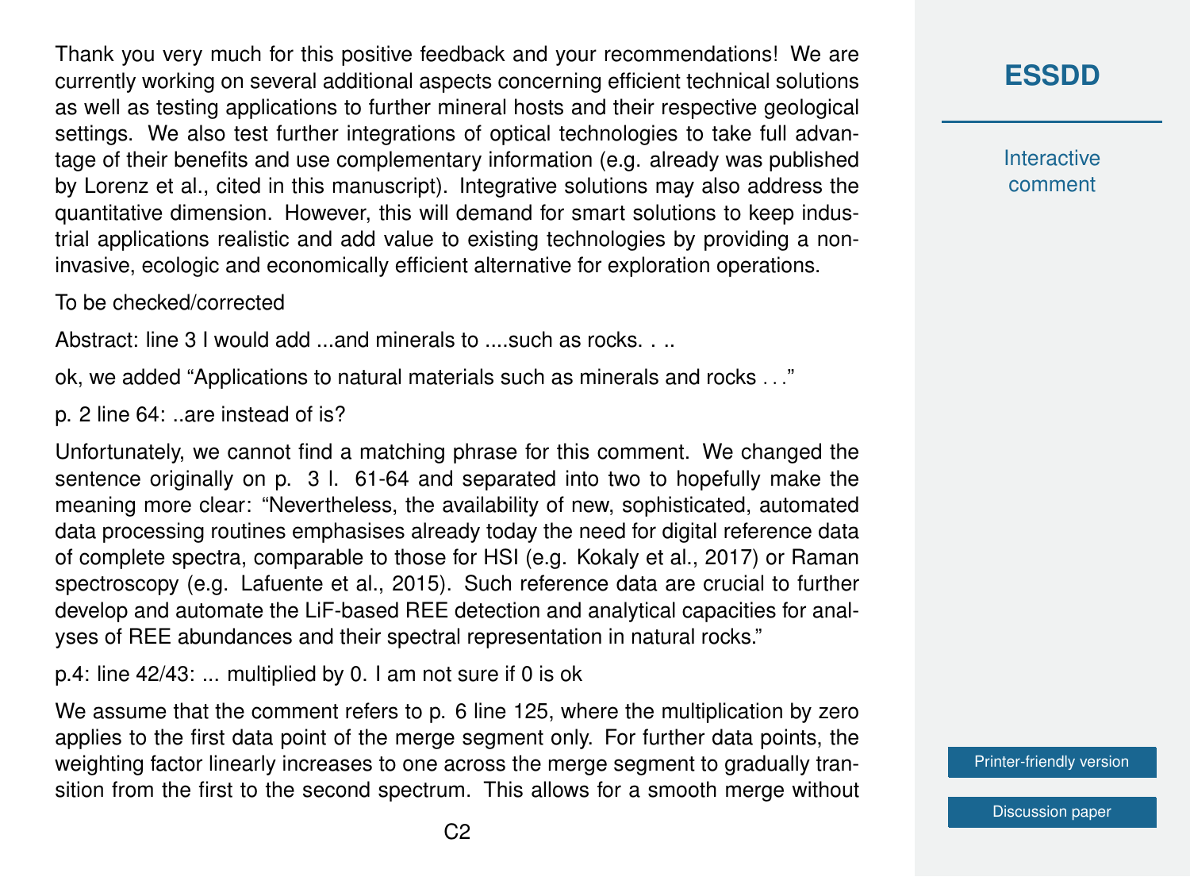Thank you very much for this positive feedback and your recommendations! We are currently working on several additional aspects concerning efficient technical solutions as well as testing applications to further mineral hosts and their respective geological settings. We also test further integrations of optical technologies to take full advantage of their benefits and use complementary information (e.g. already was published by Lorenz et al., cited in this manuscript). Integrative solutions may also address the quantitative dimension. However, this will demand for smart solutions to keep industrial applications realistic and add value to existing technologies by providing a non-invasive, ecologic and economically efficient alternative for exploration operations.

To be checked/corrected

Abstract: line 3 I would add ...and minerals to ....such as rocks. . ..

ok, we added "Applications to natural materials such as minerals and rocks . . ."

p. 2 line 64: ..are instead of is?

Unfortunately, we cannot find a matching phrase for this comment. We changed the sentence originally on p. 3 l. 61-64 and separated into two to hopefully make the meaning more clear: "Nevertheless, the availability of new, sophisticated, automated data processing routines emphasises already today the need for digital reference data of complete spectra, comparable to those for HSI (e.g. Kokaly et al., 2017) or Raman spectroscopy (e.g. Lafuente et al., 2015). Such reference data are crucial to further develop and automate the LiF-based REE detection and analytical capacities for analyses of REE abundances and their spectral representation in natural rocks."

p.4: line 42/43: ... multiplied by 0. I am not sure if 0 is ok

We assume that the comment refers to p. 6 line 125, where the multiplication by zero applies to the first data point of the merge segment only. For further data points, the weighting factor linearly increases to one across the merge segment to gradually transition from the first to the second spectrum. This allows for a smooth merge without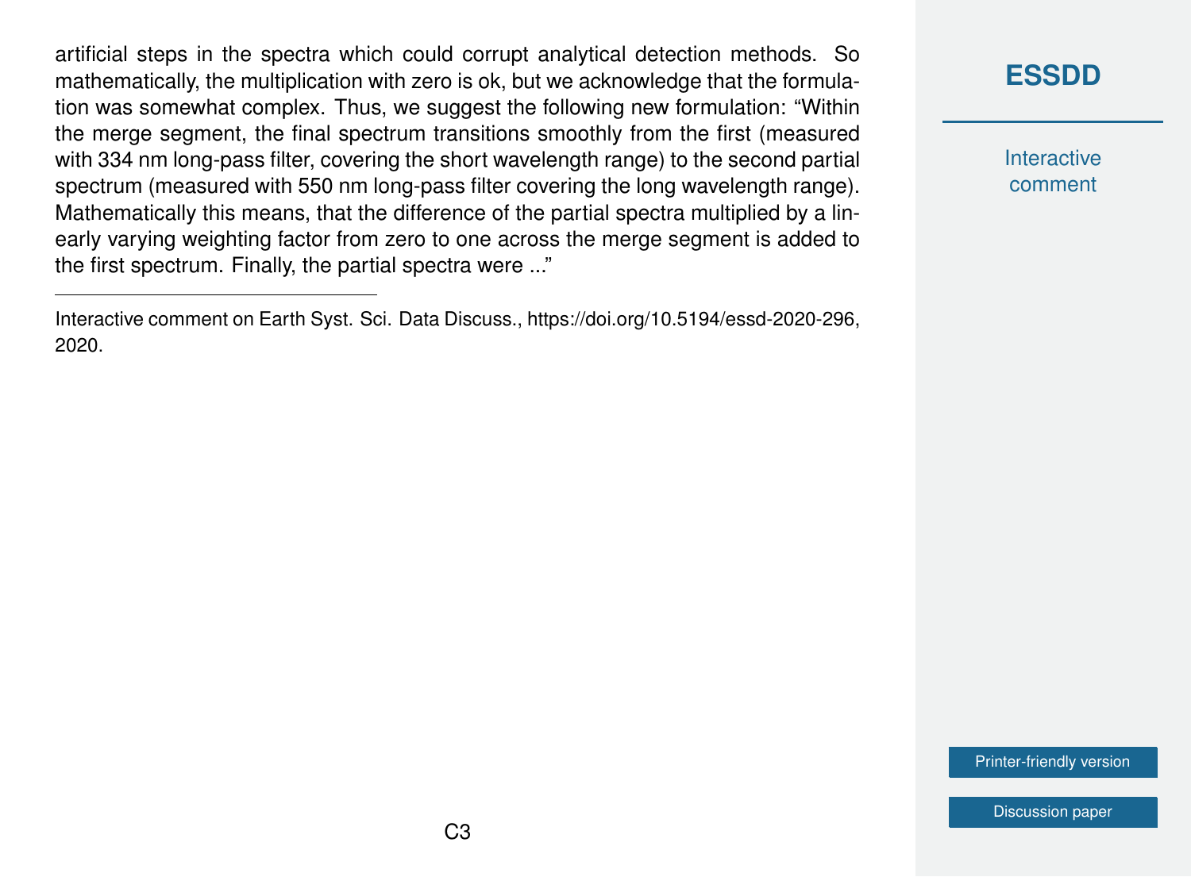artificial steps in the spectra which could corrupt analytical detection methods. So mathematically, the multiplication with zero is ok, but we acknowledge that the formulation was somewhat complex. Thus, we suggest the following new formulation: “Within the merge segment, the final spectrum transitions smoothly from the first (measured with 334 nm long-pass filter, covering the short wavelength range) to the second partial spectrum (measured with 550 nm long-pass filter covering the long wavelength range). Mathematically this means, that the difference of the partial spectra multiplied by a linearly varying weighting factor from zero to one across the merge segment is added to the first spectrum. Finally, the partial spectra were ...”

---

Interactive comment on Earth Syst. Sci. Data Discuss., https://doi.org/10.5194/essd-2020-296, 2020.